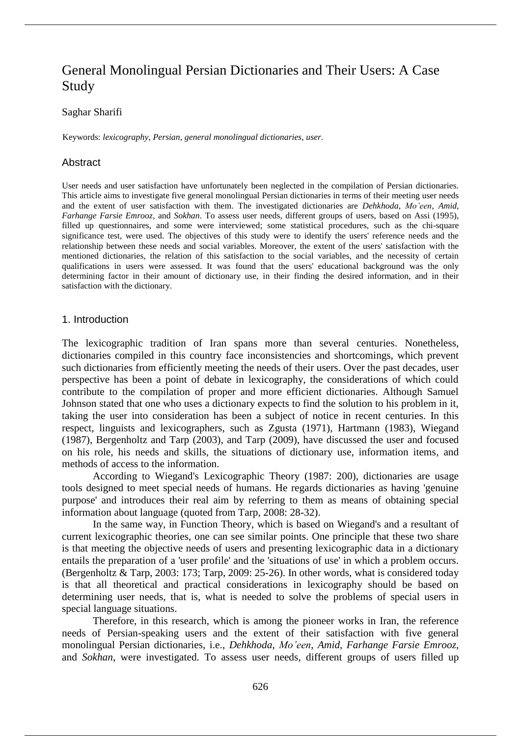# General Monolingual Persian Dictionaries and Their Users: A Case Study

Saghar Sharifi

Keywords: *lexicography, Persian, general monolingual dictionaries, user.*

## Abstract

User needs and user satisfaction have unfortunately been neglected in the compilation of Persian dictionaries. This article aims to investigate five general monolingual Persian dictionaries in terms of their meeting user needs and the extent of user satisfaction with them. The investigated dictionaries are *Dehkhoda*, *Mo'een*, *Amid*, *Farhange Farsie Emrooz*, and *Sokhan*. To assess user needs, different groups of users, based on Assi (1995), filled up questionnaires, and some were interviewed; some statistical procedures, such as the chi-square significance test, were used. The objectives of this study were to identify the users' reference needs and the relationship between these needs and social variables. Moreover, the extent of the users' satisfaction with the mentioned dictionaries, the relation of this satisfaction to the social variables, and the necessity of certain qualifications in users were assessed. It was found that the users' educational background was the only determining factor in their amount of dictionary use, in their finding the desired information, and in their satisfaction with the dictionary.

## 1. Introduction

The lexicographic tradition of Iran spans more than several centuries. Nonetheless, dictionaries compiled in this country face inconsistencies and shortcomings, which prevent such dictionaries from efficiently meeting the needs of their users. Over the past decades, user perspective has been a point of debate in lexicography, the considerations of which could contribute to the compilation of proper and more efficient dictionaries. Although Samuel Johnson stated that one who uses a dictionary expects to find the solution to his problem in it, taking the user into consideration has been a subject of notice in recent centuries. In this respect, linguists and lexicographers, such as Zgusta (1971), Hartmann (1983), Wiegand (1987), Bergenholtz and Tarp (2003), and Tarp (2009), have discussed the user and focused on his role, his needs and skills, the situations of dictionary use, information items, and methods of access to the information.

According to Wiegand's Lexicographic Theory (1987: 200), dictionaries are usage tools designed to meet special needs of humans. He regards dictionaries as having 'genuine purpose' and introduces their real aim by referring to them as means of obtaining special information about language (quoted from Tarp, 2008: 28-32).

In the same way, in Function Theory, which is based on Wiegand's and a resultant of current lexicographic theories, one can see similar points. One principle that these two share is that meeting the objective needs of users and presenting lexicographic data in a dictionary entails the preparation of a 'user profile' and the 'situations of use' in which a problem occurs. (Bergenholtz & Tarp, 2003: 173; Tarp, 2009: 25-26). In other words, what is considered today is that all theoretical and practical considerations in lexicography should be based on determining user needs, that is, what is needed to solve the problems of special users in special language situations.

Therefore, in this research, which is among the pioneer works in Iran, the reference needs of Persian-speaking users and the extent of their satisfaction with five general monolingual Persian dictionaries, i.e., *Dehkhoda*, *Mo'een*, *Amid*, *Farhange Farsie Emrooz*, and *Sokhan*, were investigated. To assess user needs, different groups of users filled up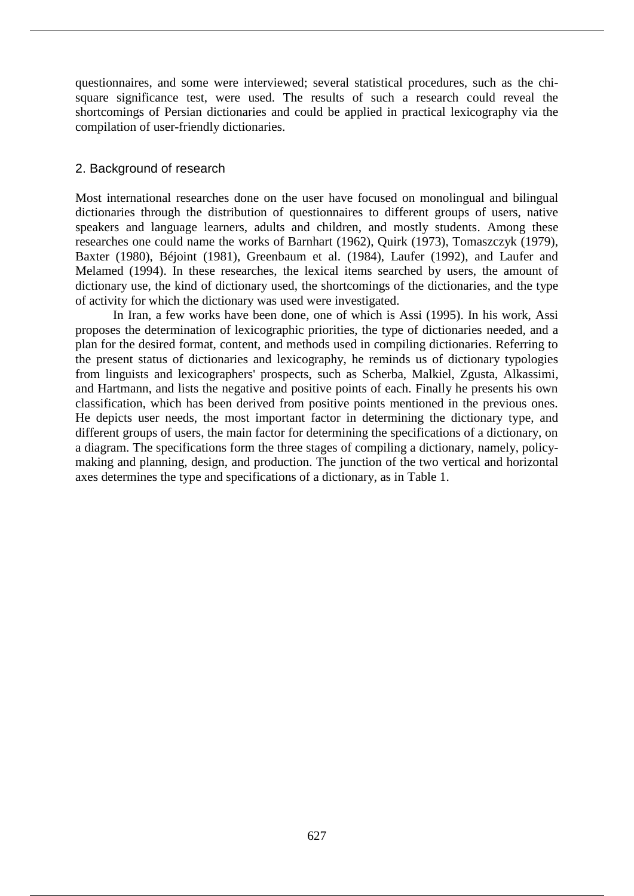questionnaires, and some were interviewed; several statistical procedures, such as the chi-square significance test, were used. The results of such a research could reveal the shortcomings of Persian dictionaries and could be applied in practical lexicography via the compilation of user-friendly dictionaries.

## 2. Background of research

Most international researches done on the user have focused on monolingual and bilingual dictionaries through the distribution of questionnaires to different groups of users, native speakers and language learners, adults and children, and mostly students. Among these researches one could name the works of Barnhart (1962), Quirk (1973), Tomaszczyk (1979), Baxter (1980), Béjoint (1981), Greenbaum et al. (1984), Laufer (1992), and Laufer and Melamed (1994). In these researches, the lexical items searched by users, the amount of dictionary use, the kind of dictionary used, the shortcomings of the dictionaries, and the type of activity for which the dictionary was used were investigated.

In Iran, a few works have been done, one of which is Assi (1995). In his work, Assi proposes the determination of lexicographic priorities, the type of dictionaries needed, and a plan for the desired format, content, and methods used in compiling dictionaries. Referring to the present status of dictionaries and lexicography, he reminds us of dictionary typologies from linguists and lexicographers' prospects, such as Scherba, Malkiel, Zgusta, Alkassimi, and Hartmann, and lists the negative and positive points of each. Finally he presents his own classification, which has been derived from positive points mentioned in the previous ones. He depicts user needs, the most important factor in determining the dictionary type, and different groups of users, the main factor for determining the specifications of a dictionary, on a diagram. The specifications form the three stages of compiling a dictionary, namely, policy-making and planning, design, and production. The junction of the two vertical and horizontal axes determines the type and specifications of a dictionary, as in Table 1.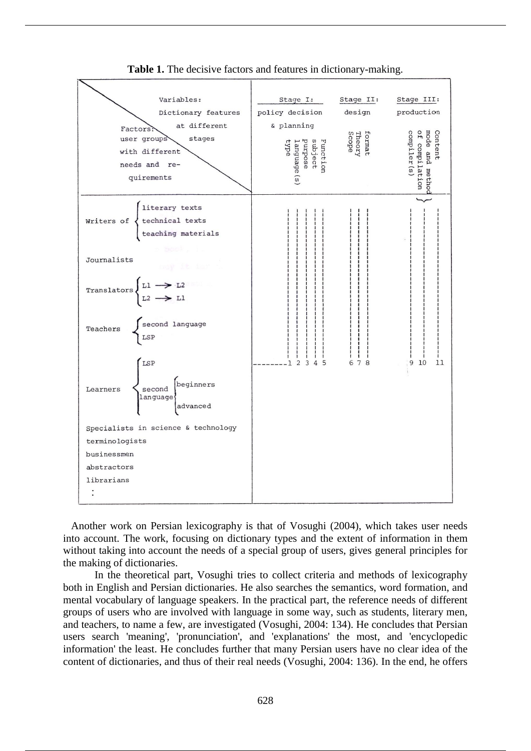**Table 1.** The decisive factors and features in dictionary-making.

| Factors: user groups with different needs and requirements / Variables: Dictionary features at different stages | Stage I: policy decision & planning | Stage II: design | Stage III: production |
|---|---|---|---|
| | 1 Function, 2 subject, 3 purpose, 4 language(s), 5 type | 6 format, 7 Theory, 8 Scope | 9 Content, 10 mode and method of compilation, 11 compiler(s) |
| Writers of: literary texts; technical texts; teaching materials | | | |
| Journalists | | | |
| Translators: L1 → L2; L2 → L1 | | | |
| Teachers: second language; LSP | | | |
| Learners: LSP; second language (beginners, advanced) | | | |
| Specialists in science & technology | | | |
| terminologists | | | |
| businessmen | | | |
| abstractors | | | |
| librarians | | | |
| : | | | |

Another work on Persian lexicography is that of Vosughi (2004), which takes user needs into account. The work, focusing on dictionary types and the extent of information in them without taking into account the needs of a special group of users, gives general principles for the making of dictionaries.

In the theoretical part, Vosughi tries to collect criteria and methods of lexicography both in English and Persian dictionaries. He also searches the semantics, word formation, and mental vocabulary of language speakers. In the practical part, the reference needs of different groups of users who are involved with language in some way, such as students, literary men, and teachers, to name a few, are investigated (Vosughi, 2004: 134). He concludes that Persian users search 'meaning', 'pronunciation', and 'explanations' the most, and 'encyclopedic information' the least. He concludes further that many Persian users have no clear idea of the content of dictionaries, and thus of their real needs (Vosughi, 2004: 136). In the end, he offers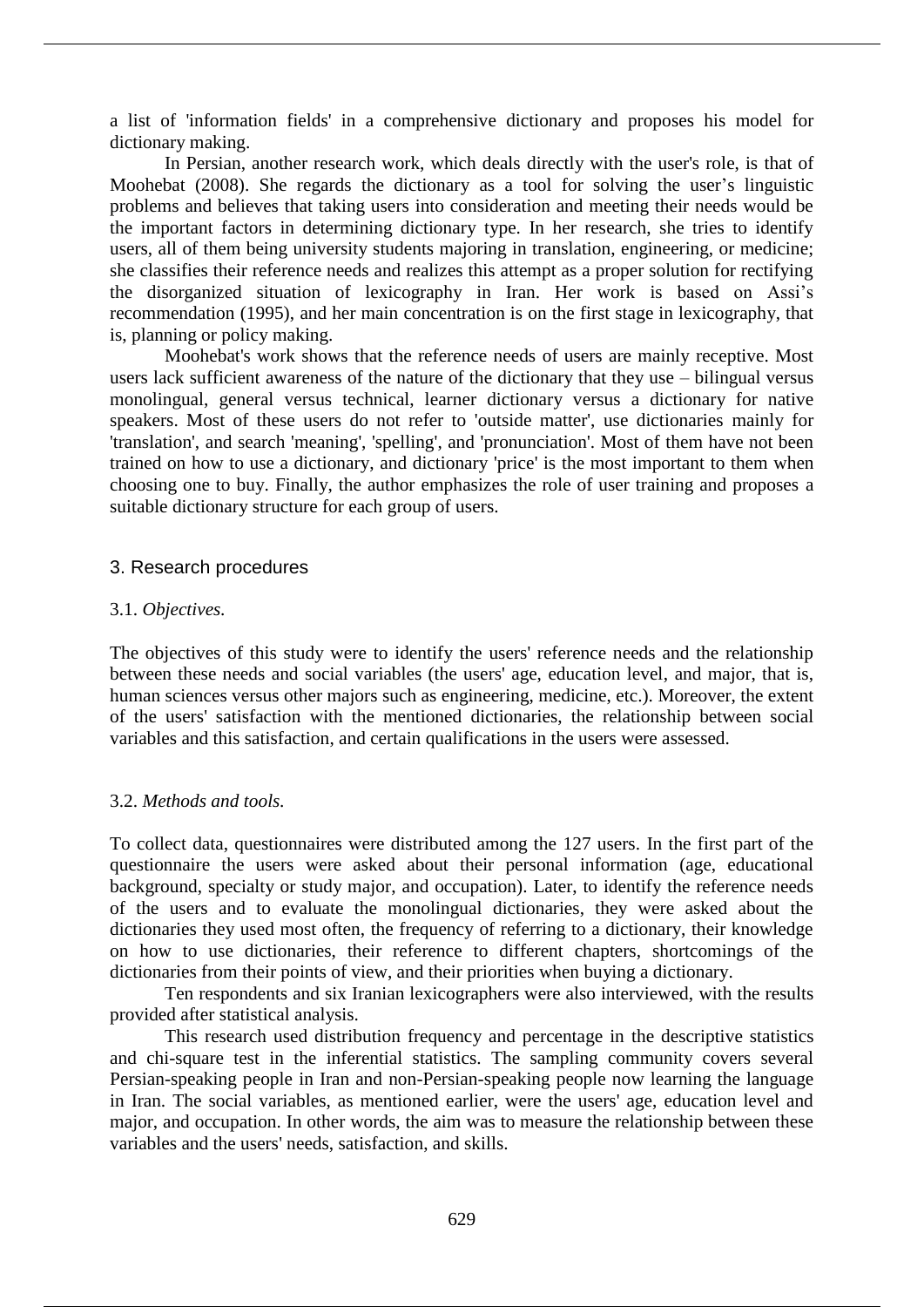a list of 'information fields' in a comprehensive dictionary and proposes his model for dictionary making.

In Persian, another research work, which deals directly with the user's role, is that of Moohebat (2008). She regards the dictionary as a tool for solving the user's linguistic problems and believes that taking users into consideration and meeting their needs would be the important factors in determining dictionary type. In her research, she tries to identify users, all of them being university students majoring in translation, engineering, or medicine; she classifies their reference needs and realizes this attempt as a proper solution for rectifying the disorganized situation of lexicography in Iran. Her work is based on Assi's recommendation (1995), and her main concentration is on the first stage in lexicography, that is, planning or policy making.

Moohebat's work shows that the reference needs of users are mainly receptive. Most users lack sufficient awareness of the nature of the dictionary that they use – bilingual versus monolingual, general versus technical, learner dictionary versus a dictionary for native speakers. Most of these users do not refer to 'outside matter', use dictionaries mainly for 'translation', and search 'meaning', 'spelling', and 'pronunciation'. Most of them have not been trained on how to use a dictionary, and dictionary 'price' is the most important to them when choosing one to buy. Finally, the author emphasizes the role of user training and proposes a suitable dictionary structure for each group of users.

## 3. Research procedures

### 3.1. *Objectives.*

The objectives of this study were to identify the users' reference needs and the relationship between these needs and social variables (the users' age, education level, and major, that is, human sciences versus other majors such as engineering, medicine, etc.). Moreover, the extent of the users' satisfaction with the mentioned dictionaries, the relationship between social variables and this satisfaction, and certain qualifications in the users were assessed.

### 3.2. *Methods and tools.*

To collect data, questionnaires were distributed among the 127 users. In the first part of the questionnaire the users were asked about their personal information (age, educational background, specialty or study major, and occupation). Later, to identify the reference needs of the users and to evaluate the monolingual dictionaries, they were asked about the dictionaries they used most often, the frequency of referring to a dictionary, their knowledge on how to use dictionaries, their reference to different chapters, shortcomings of the dictionaries from their points of view, and their priorities when buying a dictionary.

Ten respondents and six Iranian lexicographers were also interviewed, with the results provided after statistical analysis.

This research used distribution frequency and percentage in the descriptive statistics and chi-square test in the inferential statistics. The sampling community covers several Persian-speaking people in Iran and non-Persian-speaking people now learning the language in Iran. The social variables, as mentioned earlier, were the users' age, education level and major, and occupation. In other words, the aim was to measure the relationship between these variables and the users' needs, satisfaction, and skills.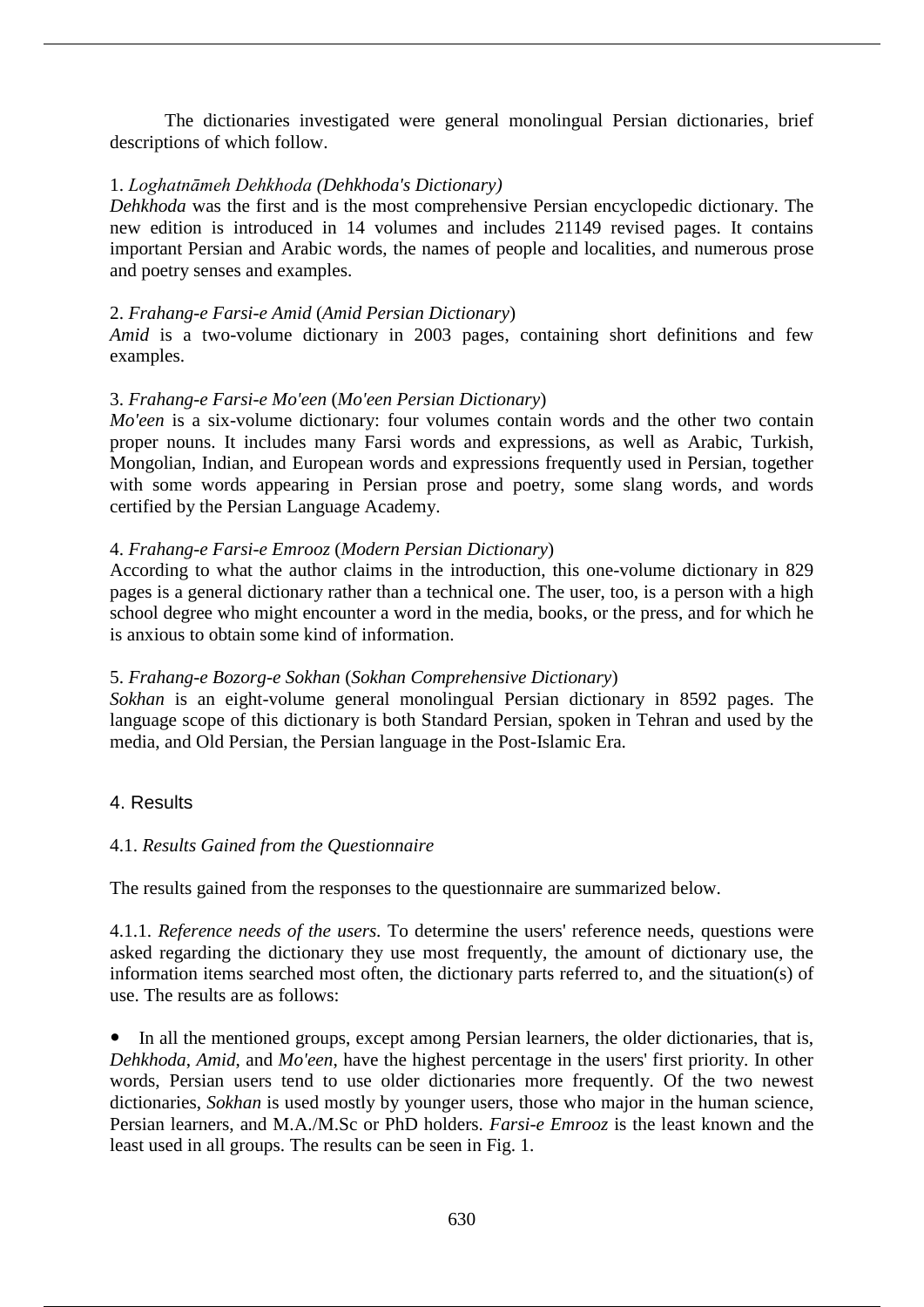The dictionaries investigated were general monolingual Persian dictionaries, brief descriptions of which follow.

1. *Loghatnāmeh Dehkhoda (Dehkhoda's Dictionary)*

*Dehkhoda* was the first and is the most comprehensive Persian encyclopedic dictionary. The new edition is introduced in 14 volumes and includes 21149 revised pages. It contains important Persian and Arabic words, the names of people and localities, and numerous prose and poetry senses and examples.

2. *Frahang-e Farsi-e Amid* (*Amid Persian Dictionary*)

*Amid* is a two-volume dictionary in 2003 pages, containing short definitions and few examples.

3. *Frahang-e Farsi-e Mo'een* (*Mo'een Persian Dictionary*)

*Mo'een* is a six-volume dictionary: four volumes contain words and the other two contain proper nouns. It includes many Farsi words and expressions, as well as Arabic, Turkish, Mongolian, Indian, and European words and expressions frequently used in Persian, together with some words appearing in Persian prose and poetry, some slang words, and words certified by the Persian Language Academy.

4. *Frahang-e Farsi-e Emrooz* (*Modern Persian Dictionary*)

According to what the author claims in the introduction, this one-volume dictionary in 829 pages is a general dictionary rather than a technical one. The user, too, is a person with a high school degree who might encounter a word in the media, books, or the press, and for which he is anxious to obtain some kind of information.

5. *Frahang-e Bozorg-e Sokhan* (*Sokhan Comprehensive Dictionary*)

*Sokhan* is an eight-volume general monolingual Persian dictionary in 8592 pages. The language scope of this dictionary is both Standard Persian, spoken in Tehran and used by the media, and Old Persian, the Persian language in the Post-Islamic Era.

## 4. Results

### 4.1. *Results Gained from the Questionnaire*

The results gained from the responses to the questionnaire are summarized below.

4.1.1. *Reference needs of the users.* To determine the users' reference needs, questions were asked regarding the dictionary they use most frequently, the amount of dictionary use, the information items searched most often, the dictionary parts referred to, and the situation(s) of use. The results are as follows:

- In all the mentioned groups, except among Persian learners, the older dictionaries, that is, *Dehkhoda*, *Amid*, and *Mo'een*, have the highest percentage in the users' first priority. In other words, Persian users tend to use older dictionaries more frequently. Of the two newest dictionaries, *Sokhan* is used mostly by younger users, those who major in the human science, Persian learners, and M.A./M.Sc or PhD holders. *Farsi-e Emrooz* is the least known and the least used in all groups. The results can be seen in Fig. 1.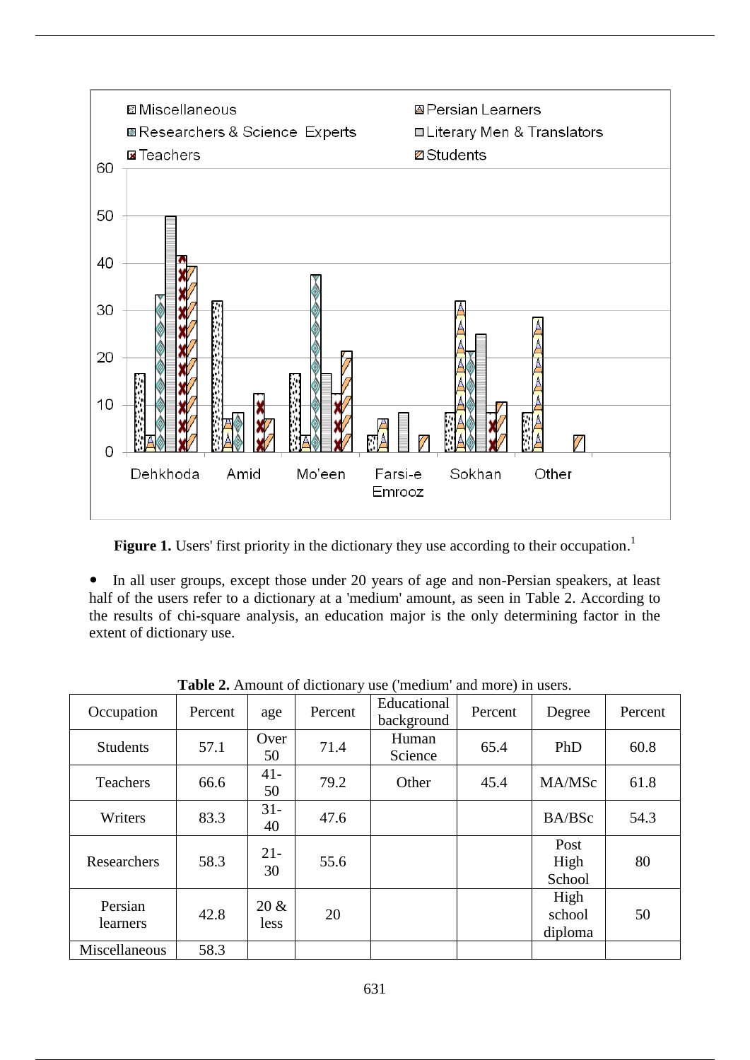Figure 1. Users' first priority in the dictionary they use according to their occupation.[1]

- In all user groups, except those under 20 years of age and non-Persian speakers, at least half of the users refer to a dictionary at a 'medium' amount, as seen in Table 2. According to the results of chi-square analysis, an education major is the only determining factor in the extent of dictionary use.

**Table 2.** Amount of dictionary use ('medium' and more) in users.

| Occupation | Percent | age | Percent | Educational background | Percent | Degree | Percent |
|---|---|---|---|---|---|---|---|
| Students | 57.1 | Over 50 | 71.4 | Human Science | 65.4 | PhD | 60.8 |
| Teachers | 66.6 | 41-50 | 79.2 | Other | 45.4 | MA/MSc | 61.8 |
| Writers | 83.3 | 31-40 | 47.6 | | | BA/BSc | 54.3 |
| Researchers | 58.3 | 21-30 | 55.6 | | | Post High School | 80 |
| Persian learners | 42.8 | 20 & less | 20 | | | High school diploma | 50 |
| Miscellaneous | 58.3 | | | | | | |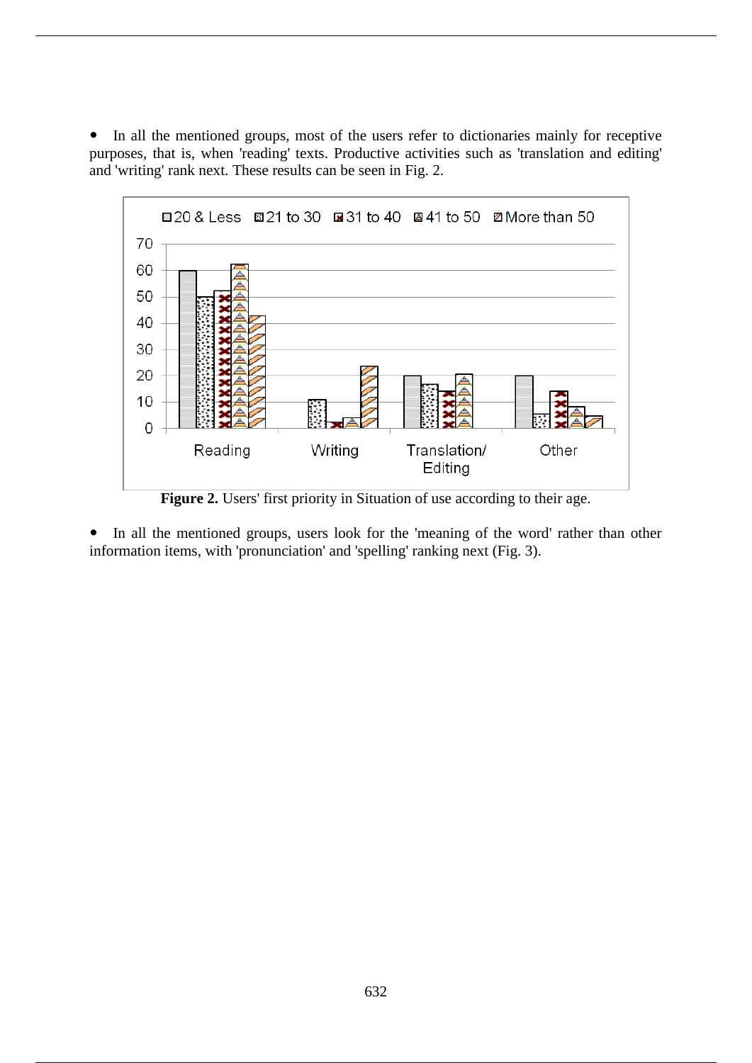- In all the mentioned groups, most of the users refer to dictionaries mainly for receptive purposes, that is, when 'reading' texts. Productive activities such as 'translation and editing' and 'writing' rank next. These results can be seen in Fig. 2.

**Figure 2.** Users' first priority in Situation of use according to their age.

- In all the mentioned groups, users look for the 'meaning of the word' rather than other information items, with 'pronunciation' and 'spelling' ranking next (Fig. 3).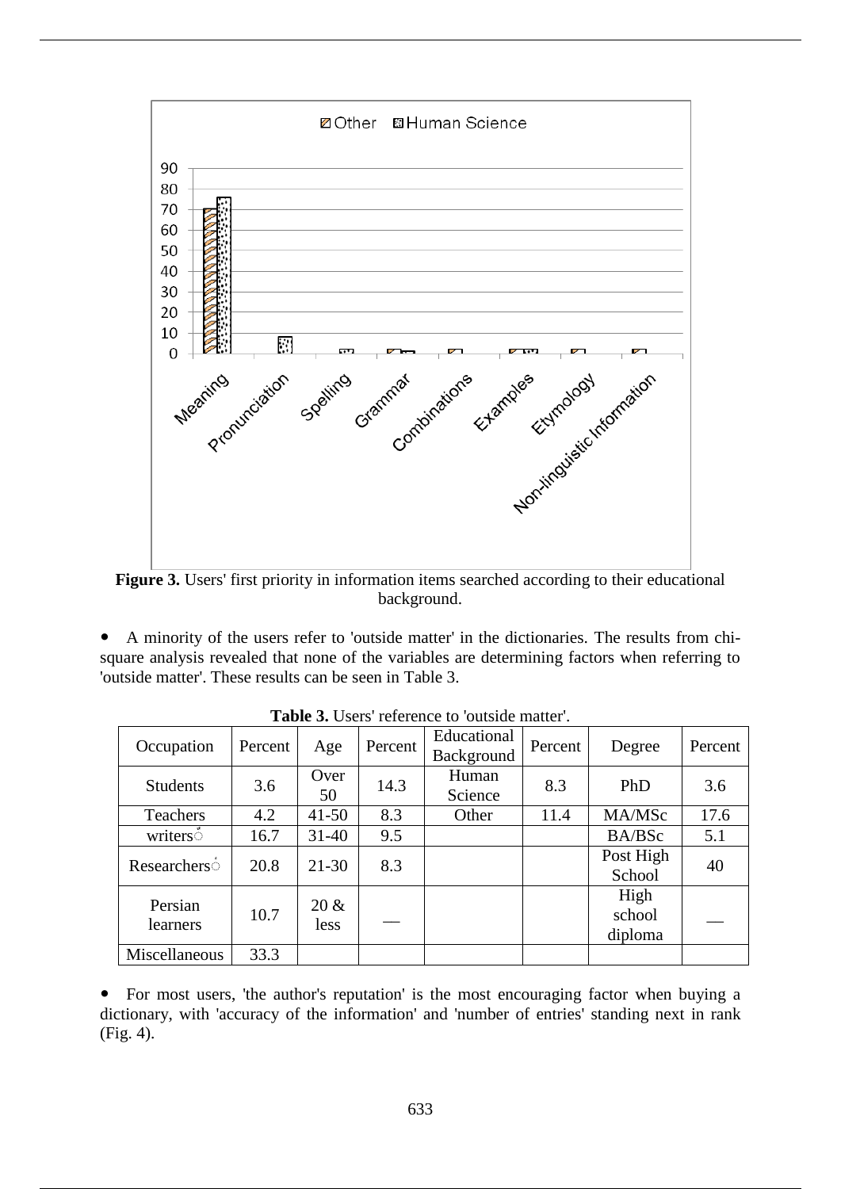**Figure 3.** Users' first priority in information items searched according to their educational background.

- A minority of the users refer to 'outside matter' in the dictionaries. The results from chi-square analysis revealed that none of the variables are determining factors when referring to 'outside matter'. These results can be seen in Table 3.

**Table 3.** Users' reference to 'outside matter'.

| Occupation | Percent | Age | Percent | Educational Background | Percent | Degree | Percent |
|---|---|---|---|---|---|---|---|
| Students | 3.6 | Over 50 | 14.3 | Human Science | 8.3 | PhD | 3.6 |
| Teachers | 4.2 | 41-50 | 8.3 | Other | 11.4 | MA/MSc | 17.6 |
| writers | 16.7 | 31-40 | 9.5 | | | BA/BSc | 5.1 |
| Researchers | 20.8 | 21-30 | 8.3 | | | Post High School | 40 |
| Persian learners | 10.7 | 20 & less | — | | | High school diploma | — |
| Miscellaneous | 33.3 | | | | | | |

- For most users, 'the author's reputation' is the most encouraging factor when buying a dictionary, with 'accuracy of the information' and 'number of entries' standing next in rank (Fig. 4).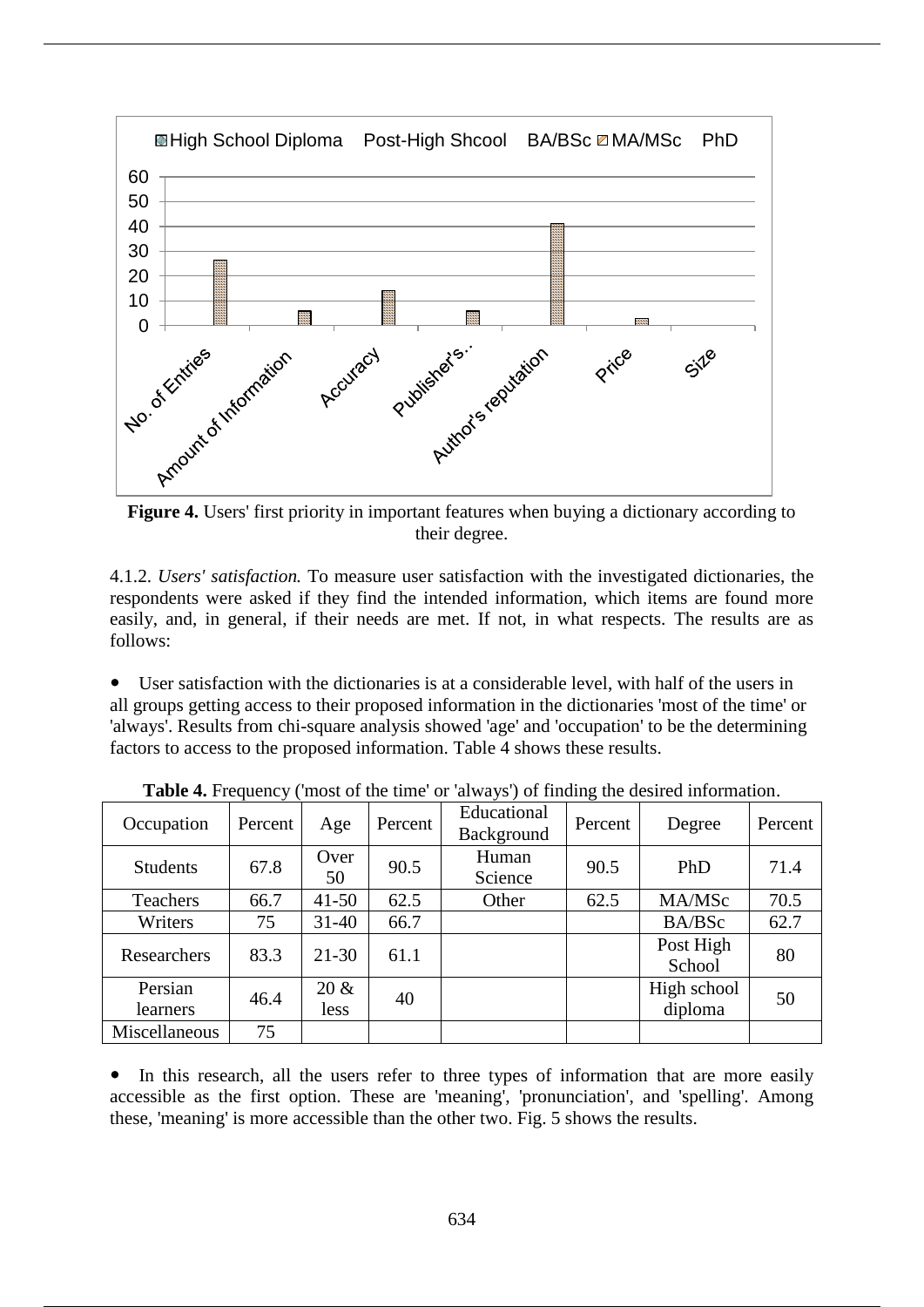**Figure 4.** Users' first priority in important features when buying a dictionary according to their degree.

4.1.2. *Users' satisfaction.* To measure user satisfaction with the investigated dictionaries, the respondents were asked if they find the intended information, which items are found more easily, and, in general, if their needs are met. If not, in what respects. The results are as follows:

- User satisfaction with the dictionaries is at a considerable level, with half of the users in all groups getting access to their proposed information in the dictionaries 'most of the time' or 'always'. Results from chi-square analysis showed 'age' and 'occupation' to be the determining factors to access to the proposed information. Table 4 shows these results.

**Table 4.** Frequency ('most of the time' or 'always') of finding the desired information.

| Occupation | Percent | Age | Percent | Educational Background | Percent | Degree | Percent |
|---|---|---|---|---|---|---|---|
| Students | 67.8 | Over 50 | 90.5 | Human Science | 90.5 | PhD | 71.4 |
| Teachers | 66.7 | 41-50 | 62.5 | Other | 62.5 | MA/MSc | 70.5 |
| Writers | 75 | 31-40 | 66.7 | | | BA/BSc | 62.7 |
| Researchers | 83.3 | 21-30 | 61.1 | | | Post High School | 80 |
| Persian learners | 46.4 | 20 & less | 40 | | | High school diploma | 50 |
| Miscellaneous | 75 | | | | | | |

- In this research, all the users refer to three types of information that are more easily accessible as the first option. These are 'meaning', 'pronunciation', and 'spelling'. Among these, 'meaning' is more accessible than the other two. Fig. 5 shows the results.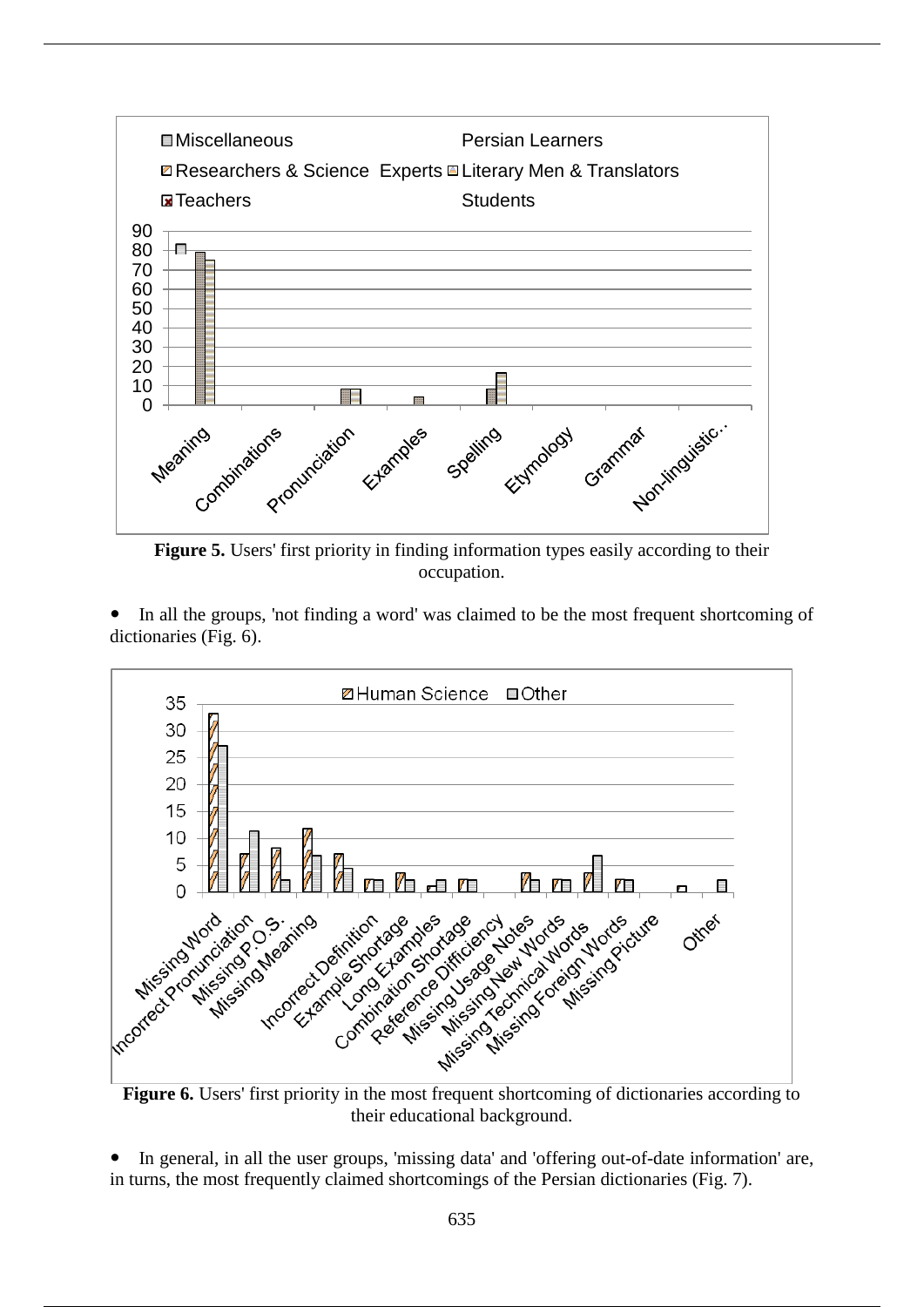**Figure 5.** Users' first priority in finding information types easily according to their occupation.

- In all the groups, 'not finding a word' was claimed to be the most frequent shortcoming of dictionaries (Fig. 6).

**Figure 6.** Users' first priority in the most frequent shortcoming of dictionaries according to their educational background.

- In general, in all the user groups, 'missing data' and 'offering out-of-date information' are, in turns, the most frequently claimed shortcomings of the Persian dictionaries (Fig. 7).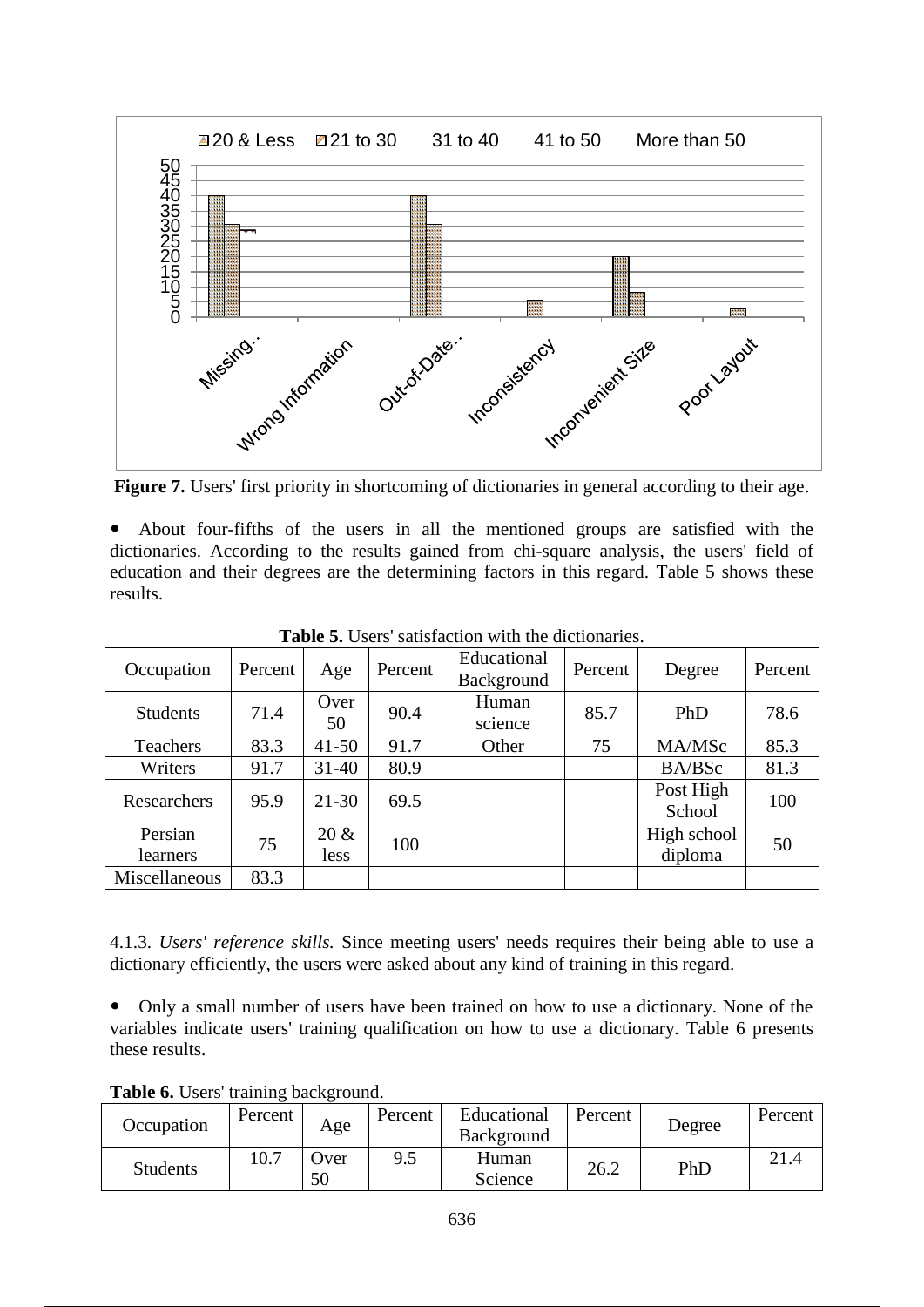**Figure 7.** Users' first priority in shortcoming of dictionaries in general according to their age.

- About four-fifths of the users in all the mentioned groups are satisfied with the dictionaries. According to the results gained from chi-square analysis, the users' field of education and their degrees are the determining factors in this regard. Table 5 shows these results.

**Table 5.** Users' satisfaction with the dictionaries.

| Occupation | Percent | Age | Percent | Educational Background | Percent | Degree | Percent |
|---|---|---|---|---|---|---|---|
| Students | 71.4 | Over 50 | 90.4 | Human science | 85.7 | PhD | 78.6 |
| Teachers | 83.3 | 41-50 | 91.7 | Other | 75 | MA/MSc | 85.3 |
| Writers | 91.7 | 31-40 | 80.9 | | | BA/BSc | 81.3 |
| Researchers | 95.9 | 21-30 | 69.5 | | | Post High School | 100 |
| Persian learners | 75 | 20 & less | 100 | | | High school diploma | 50 |
| Miscellaneous | 83.3 | | | | | | |

4.1.3. *Users' reference skills.* Since meeting users' needs requires their being able to use a dictionary efficiently, the users were asked about any kind of training in this regard.

- Only a small number of users have been trained on how to use a dictionary. None of the variables indicate users' training qualification on how to use a dictionary. Table 6 presents these results.

**Table 6.** Users' training background.

| Occupation | Percent | Age | Percent | Educational Background | Percent | Degree | Percent |
|---|---|---|---|---|---|---|---|
| Students | 10.7 | Over 50 | 9.5 | Human Science | 26.2 | PhD | 21.4 |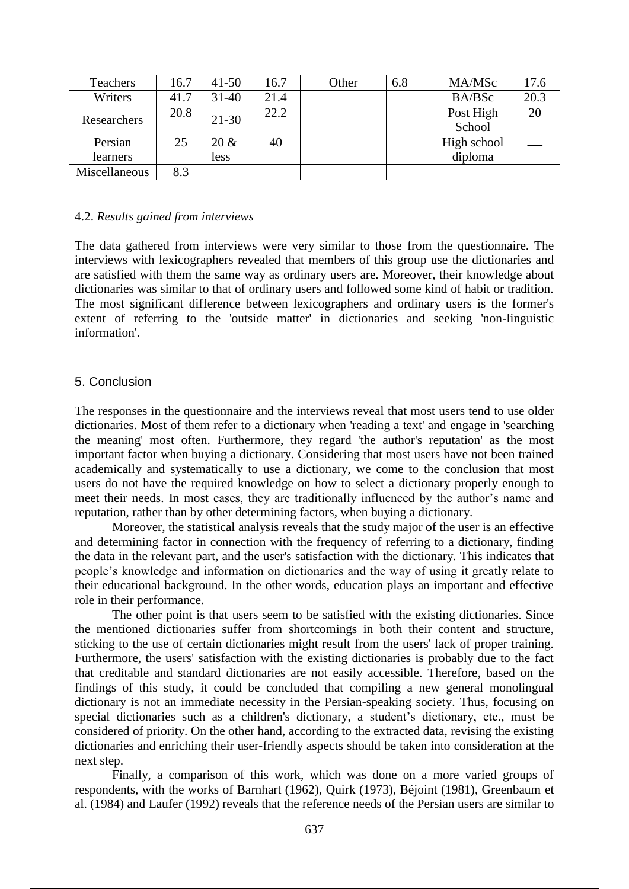| Teachers | 16.7 | 41-50 | 16.7 | Other | 6.8 | MA/MSc | 17.6 |
|---|---|---|---|---|---|---|---|
| Writers | 41.7 | 31-40 | 21.4 | | | BA/BSc | 20.3 |
| Researchers | 20.8 | 21-30 | 22.2 | | | Post High School | 20 |
| Persian learners | 25 | 20 & less | 40 | | | High school diploma | — |
| Miscellaneous | 8.3 | | | | | | |

4.2. *Results gained from interviews*

The data gathered from interviews were very similar to those from the questionnaire. The interviews with lexicographers revealed that members of this group use the dictionaries and are satisfied with them the same way as ordinary users are. Moreover, their knowledge about dictionaries was similar to that of ordinary users and followed some kind of habit or tradition. The most significant difference between lexicographers and ordinary users is the former's extent of referring to the 'outside matter' in dictionaries and seeking 'non-linguistic information'.

## 5. Conclusion

The responses in the questionnaire and the interviews reveal that most users tend to use older dictionaries. Most of them refer to a dictionary when 'reading a text' and engage in 'searching the meaning' most often. Furthermore, they regard 'the author's reputation' as the most important factor when buying a dictionary. Considering that most users have not been trained academically and systematically to use a dictionary, we come to the conclusion that most users do not have the required knowledge on how to select a dictionary properly enough to meet their needs. In most cases, they are traditionally influenced by the author's name and reputation, rather than by other determining factors, when buying a dictionary.

Moreover, the statistical analysis reveals that the study major of the user is an effective and determining factor in connection with the frequency of referring to a dictionary, finding the data in the relevant part, and the user's satisfaction with the dictionary. This indicates that people's knowledge and information on dictionaries and the way of using it greatly relate to their educational background. In the other words, education plays an important and effective role in their performance.

The other point is that users seem to be satisfied with the existing dictionaries. Since the mentioned dictionaries suffer from shortcomings in both their content and structure, sticking to the use of certain dictionaries might result from the users' lack of proper training. Furthermore, the users' satisfaction with the existing dictionaries is probably due to the fact that creditable and standard dictionaries are not easily accessible. Therefore, based on the findings of this study, it could be concluded that compiling a new general monolingual dictionary is not an immediate necessity in the Persian-speaking society. Thus, focusing on special dictionaries such as a children's dictionary, a student's dictionary, etc., must be considered of priority. On the other hand, according to the extracted data, revising the existing dictionaries and enriching their user-friendly aspects should be taken into consideration at the next step.

Finally, a comparison of this work, which was done on a more varied groups of respondents, with the works of Barnhart (1962), Quirk (1973), Béjoint (1981), Greenbaum et al. (1984) and Laufer (1992) reveals that the reference needs of the Persian users are similar to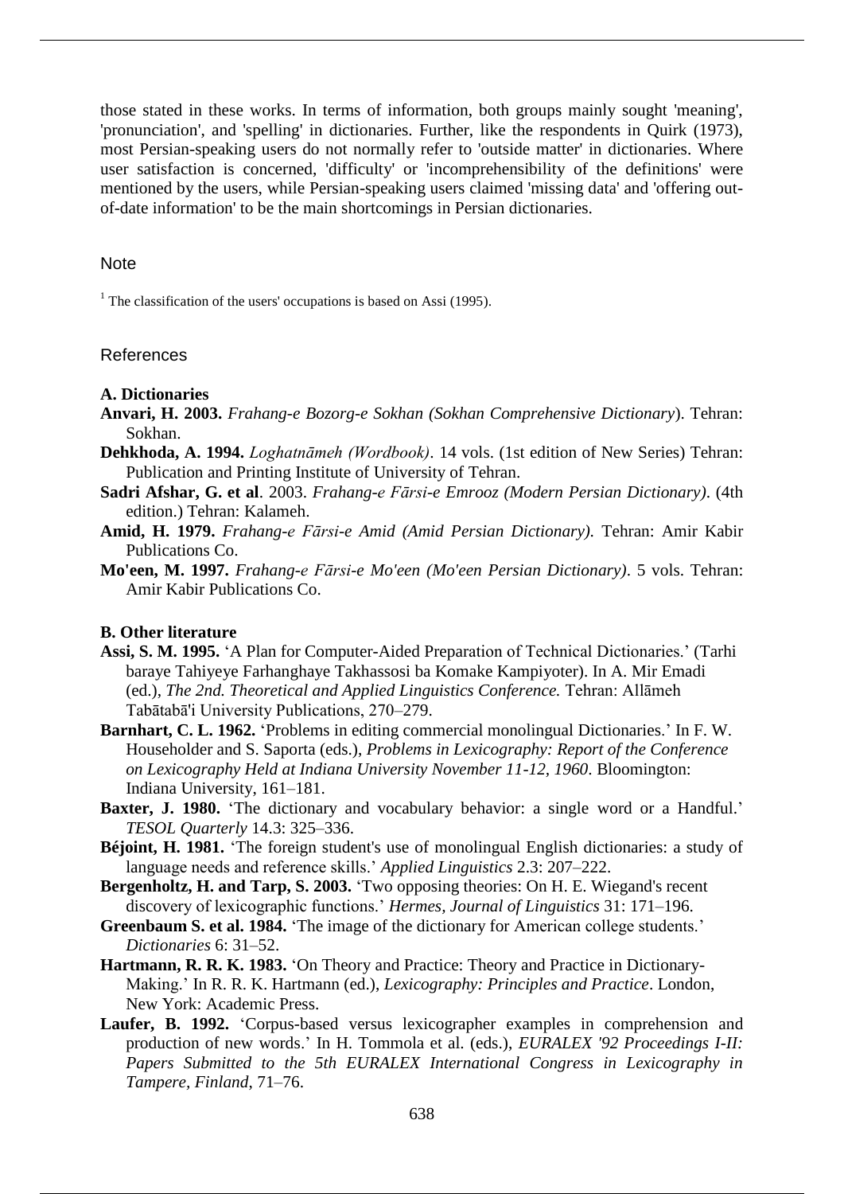those stated in these works. In terms of information, both groups mainly sought 'meaning', 'pronunciation', and 'spelling' in dictionaries. Further, like the respondents in Quirk (1973), most Persian-speaking users do not normally refer to 'outside matter' in dictionaries. Where user satisfaction is concerned, 'difficulty' or 'incomprehensibility of the definitions' were mentioned by the users, while Persian-speaking users claimed 'missing data' and 'offering out-of-date information' to be the main shortcomings in Persian dictionaries.

## Note

[1] The classification of the users' occupations is based on Assi (1995).

## References

### A. Dictionaries

**Anvari, H. 2003.** *Frahang-e Bozorg-e Sokhan (Sokhan Comprehensive Dictionary*). Tehran: Sokhan.

**Dehkhoda, A. 1994.** *Loghatnāmeh (Wordbook)*. 14 vols. (1st edition of New Series) Tehran: Publication and Printing Institute of University of Tehran.

**Sadri Afshar, G. et al**. 2003. *Frahang-e Fārsi-e Emrooz (Modern Persian Dictionary)*. (4th edition.) Tehran: Kalameh.

**Amid, H. 1979.** *Frahang-e Fārsi-e Amid (Amid Persian Dictionary).* Tehran: Amir Kabir Publications Co.

**Mo'een, M. 1997.** *Frahang-e Fārsi-e Mo'een (Mo'een Persian Dictionary)*. 5 vols. Tehran: Amir Kabir Publications Co.

### B. Other literature

**Assi, S. M. 1995.** 'A Plan for Computer-Aided Preparation of Technical Dictionaries.' (Tarhi baraye Tahiyeye Farhanghaye Takhassosi ba Komake Kampiyoter). In A. Mir Emadi (ed.), *The 2nd. Theoretical and Applied Linguistics Conference.* Tehran: Allāmeh Tabātabā'i University Publications, 270–279.

**Barnhart, C. L. 1962.** 'Problems in editing commercial monolingual Dictionaries.' In F. W. Householder and S. Saporta (eds.), *Problems in Lexicography: Report of the Conference on Lexicography Held at Indiana University November 11-12, 1960*. Bloomington: Indiana University, 161–181.

**Baxter, J. 1980.** 'The dictionary and vocabulary behavior: a single word or a Handful.' *TESOL Quarterly* 14.3: 325–336.

**Béjoint, H. 1981.** 'The foreign student's use of monolingual English dictionaries: a study of language needs and reference skills.' *Applied Linguistics* 2.3: 207–222.

**Bergenholtz, H. and Tarp, S. 2003.** 'Two opposing theories: On H. E. Wiegand's recent discovery of lexicographic functions.' *Hermes, Journal of Linguistics* 31: 171–196.

**Greenbaum S. et al. 1984.** 'The image of the dictionary for American college students.' *Dictionaries* 6: 31–52.

**Hartmann, R. R. K. 1983.** 'On Theory and Practice: Theory and Practice in Dictionary-Making.' In R. R. K. Hartmann (ed.), *Lexicography: Principles and Practice*. London, New York: Academic Press.

**Laufer, B. 1992.** 'Corpus-based versus lexicographer examples in comprehension and production of new words.' In H. Tommola et al. (eds.), *EURALEX '92 Proceedings I-II: Papers Submitted to the 5th EURALEX International Congress in Lexicography in Tampere, Finland*, 71–76.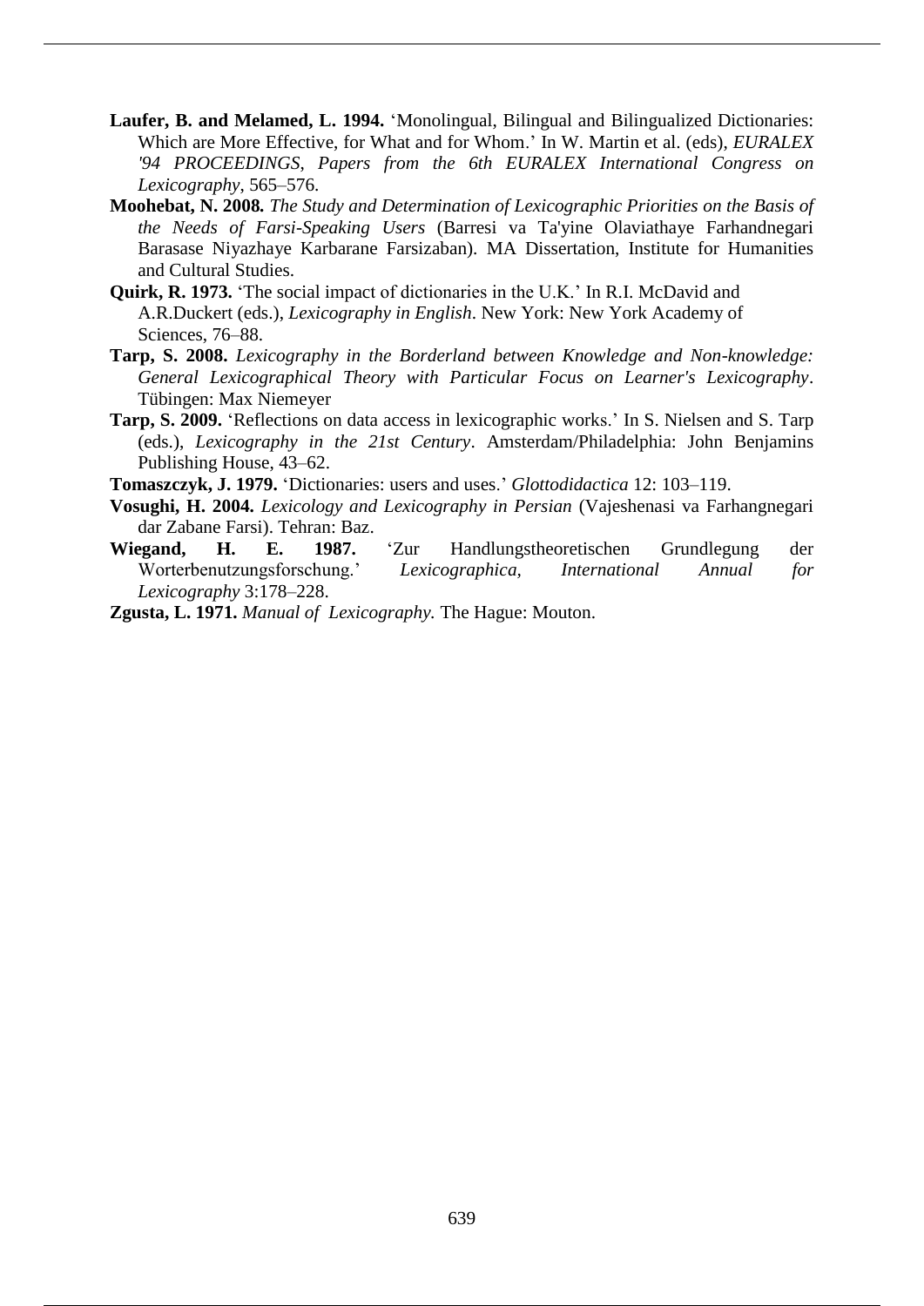**Laufer, B. and Melamed, L. 1994.** 'Monolingual, Bilingual and Bilingualized Dictionaries: Which are More Effective, for What and for Whom.' In W. Martin et al. (eds), *EURALEX '94 PROCEEDINGS*, *Papers from the 6th EURALEX International Congress on Lexicography*, 565–576.

**Moohebat, N. 2008***.* *The Study and Determination of Lexicographic Priorities on the Basis of the Needs of Farsi-Speaking Users* (Barresi va Ta'yine Olaviathaye Farhandnegari Barasase Niyazhaye Karbarane Farsizaban). MA Dissertation, Institute for Humanities and Cultural Studies.

**Quirk, R. 1973.** 'The social impact of dictionaries in the U.K.' In R.I. McDavid and A.R.Duckert (eds.), *Lexicography in English*. New York: New York Academy of Sciences, 76–88.

**Tarp, S. 2008.** *Lexicography in the Borderland between Knowledge and Non-knowledge: General Lexicographical Theory with Particular Focus on Learner's Lexicography*. Tübingen: Max Niemeyer

**Tarp, S. 2009.** 'Reflections on data access in lexicographic works.' In S. Nielsen and S. Tarp (eds.), *Lexicography in the 21st Century*. Amsterdam/Philadelphia: John Benjamins Publishing House, 43–62.

**Tomaszczyk, J. 1979.** 'Dictionaries: users and uses.' *Glottodidactica* 12: 103–119.

**Vosughi, H. 2004.** *Lexicology and Lexicography in Persian* (Vajeshenasi va Farhangnegari dar Zabane Farsi). Tehran: Baz.

**Wiegand, H. E. 1987.** 'Zur Handlungstheoretischen Grundlegung der Worterbenutzungsforschung.' *Lexicographica, International Annual for Lexicography* 3:178–228.

**Zgusta, L. 1971.** *Manual of Lexicography.* The Hague: Mouton.